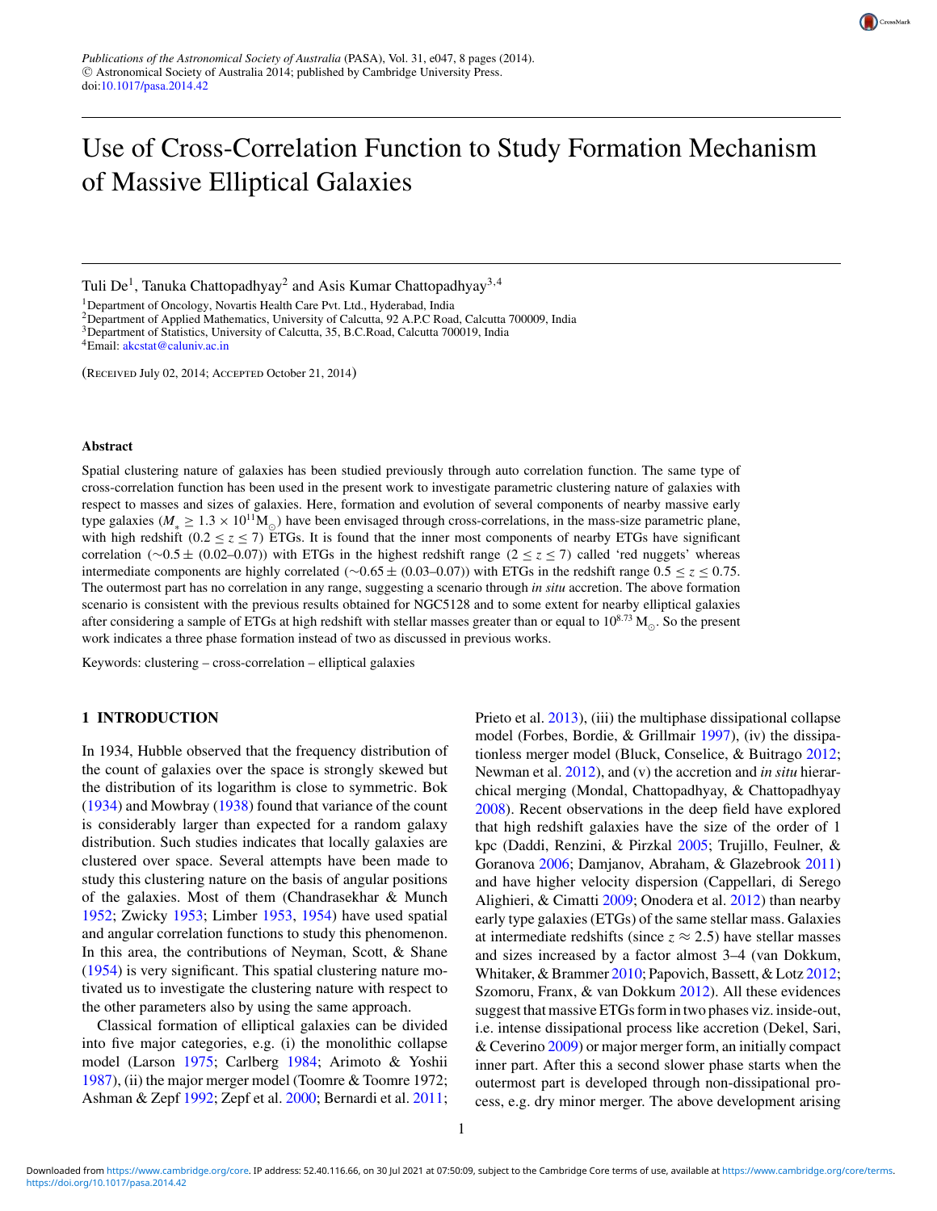Publications of the Astronomical Society of Australia (PASA), Vol. 31, e047, 8 pages (2014).
© Astronomical Society of Australia 2014; published by Cambridge University Press.
doi:10.1017/pasa.2014.42

# Use of Cross-Correlation Function to Study Formation Mechanism of Massive Elliptical Galaxies

Tuli De[1], Tanuka Chattopadhyay[2] and Asis Kumar Chattopadhyay[3,4]

[1]Department of Oncology, Novartis Health Care Pvt. Ltd., Hyderabad, India
[2]Department of Applied Mathematics, University of Calcutta, 92 A.P.C Road, Calcutta 700009, India
[3]Department of Statistics, University of Calcutta, 35, B.C.Road, Calcutta 700019, India
[4]Email: akcstat@caluniv.ac.in

(Received July 02, 2014; Accepted October 21, 2014)

## Abstract

Spatial clustering nature of galaxies has been studied previously through auto correlation function. The same type of cross-correlation function has been used in the present work to investigate parametric clustering nature of galaxies with respect to masses and sizes of galaxies. Here, formation and evolution of several components of nearby massive early type galaxies ($M_* \geq 1.3 \times 10^{11} M_\odot$) have been envisaged through cross-correlations, in the mass-size parametric plane, with high redshift ($0.2 \leq z \leq 7$) ETGs. It is found that the inner most components of nearby ETGs have significant correlation ($\sim 0.5 \pm$ (0.02–0.07)) with ETGs in the highest redshift range ($2 \leq z \leq 7$) called 'red nuggets' whereas intermediate components are highly correlated ($\sim 0.65 \pm$ (0.03–0.07)) with ETGs in the redshift range $0.5 \leq z \leq 0.75$. The outermost part has no correlation in any range, suggesting a scenario through *in situ* accretion. The above formation scenario is consistent with the previous results obtained for NGC5128 and to some extent for nearby elliptical galaxies after considering a sample of ETGs at high redshift with stellar masses greater than or equal to $10^{8.73}$ $M_\odot$. So the present work indicates a three phase formation instead of two as discussed in previous works.

Keywords: clustering – cross-correlation – elliptical galaxies

## 1 INTRODUCTION

In 1934, Hubble observed that the frequency distribution of the count of galaxies over the space is strongly skewed but the distribution of its logarithm is close to symmetric. Bok (1934) and Mowbray (1938) found that variance of the count is considerably larger than expected for a random galaxy distribution. Such studies indicates that locally galaxies are clustered over space. Several attempts have been made to study this clustering nature on the basis of angular positions of the galaxies. Most of them (Chandrasekhar & Munch 1952; Zwicky 1953; Limber 1953, 1954) have used spatial and angular correlation functions to study this phenomenon. In this area, the contributions of Neyman, Scott, & Shane (1954) is very significant. This spatial clustering nature motivated us to investigate the clustering nature with respect to the other parameters also by using the same approach.

Classical formation of elliptical galaxies can be divided into five major categories, e.g. (i) the monolithic collapse model (Larson 1975; Carlberg 1984; Arimoto & Yoshii 1987), (ii) the major merger model (Toomre & Toomre 1972; Ashman & Zepf 1992; Zepf et al. 2000; Bernardi et al. 2011; Prieto et al. 2013), (iii) the multiphase dissipational collapse model (Forbes, Bordie, & Grillmair 1997), (iv) the dissipationless merger model (Bluck, Conselice, & Buitrago 2012; Newman et al. 2012), and (v) the accretion and *in situ* hierarchical merging (Mondal, Chattopadhyay, & Chattopadhyay 2008). Recent observations in the deep field have explored that high redshift galaxies have the size of the order of 1 kpc (Daddi, Renzini, & Pirzkal 2005; Trujillo, Feulner, & Goranova 2006; Damjanov, Abraham, & Glazebrook 2011) and have higher velocity dispersion (Cappellari, di Serego Alighieri, & Cimatti 2009; Onodera et al. 2012) than nearby early type galaxies (ETGs) of the same stellar mass. Galaxies at intermediate redshifts (since $z \approx 2.5$) have stellar masses and sizes increased by a factor almost 3–4 (van Dokkum, Whitaker, & Brammer 2010; Papovich, Bassett, & Lotz 2012; Szomoru, Franx, & van Dokkum 2012). All these evidences suggest that massive ETGs form in two phases viz. inside-out, i.e. intense dissipational process like accretion (Dekel, Sari, & Ceverino 2009) or major merger form, an initially compact inner part. After this a second slower phase starts when the outermost part is developed through non-dissipational process, e.g. dry minor merger. The above development arising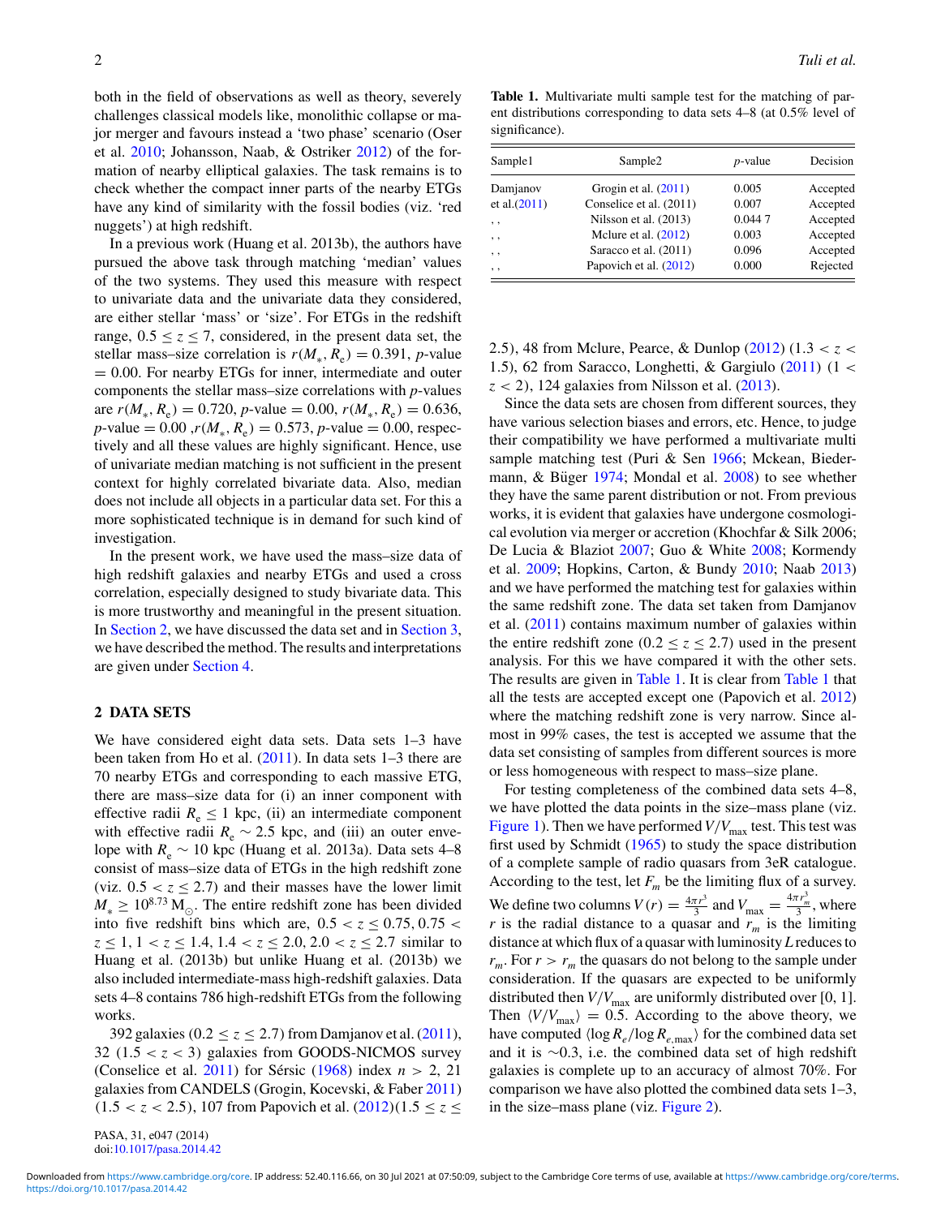both in the field of observations as well as theory, severely challenges classical models like, monolithic collapse or major merger and favours instead a 'two phase' scenario (Oser et al. 2010; Johansson, Naab, & Ostriker 2012) of the formation of nearby elliptical galaxies. The task remains is to check whether the compact inner parts of the nearby ETGs have any kind of similarity with the fossil bodies (viz. 'red nuggets') at high redshift.

In a previous work (Huang et al. 2013b), the authors have pursued the above task through matching 'median' values of the two systems. They used this measure with respect to univariate data and the univariate data they considered, are either stellar 'mass' or 'size'. For ETGs in the redshift range, $0.5 \leq z \leq 7$, considered, in the present data set, the stellar mass–size correlation is $r(M_*, R_e) = 0.391$, $p$-value $= 0.00$. For nearby ETGs for inner, intermediate and outer components the stellar mass–size correlations with $p$-values are $r(M_*, R_e) = 0.720$, $p$-value $= 0.00$, $r(M_*, R_e) = 0.636$, $p$-value $= 0.00$ ,$r(M_*, R_e) = 0.573$, $p$-value $= 0.00$, respectively and all these values are highly significant. Hence, use of univariate median matching is not sufficient in the present context for highly correlated bivariate data. Also, median does not include all objects in a particular data set. For this a more sophisticated technique is in demand for such kind of investigation.

In the present work, we have used the mass–size data of high redshift galaxies and nearby ETGs and used a cross correlation, especially designed to study bivariate data. This is more trustworthy and meaningful in the present situation. In Section 2, we have discussed the data set and in Section 3, we have described the method. The results and interpretations are given under Section 4.

## 2 DATA SETS

We have considered eight data sets. Data sets 1–3 have been taken from Ho et al. (2011). In data sets 1–3 there are 70 nearby ETGs and corresponding to each massive ETG, there are mass–size data for (i) an inner component with effective radii $R_e \leq 1$ kpc, (ii) an intermediate component with effective radii $R_e \sim 2.5$ kpc, and (iii) an outer envelope with $R_e \sim 10$ kpc (Huang et al. 2013a). Data sets 4–8 consist of mass–size data of ETGs in the high redshift zone (viz. $0.5 < z \leq 2.7$) and their masses have the lower limit $M_* \geq 10^{8.73}$ M$_\odot$. The entire redshift zone has been divided into five redshift bins which are, $0.5 < z \leq 0.75$, $0.75 < z \leq 1$, $1 < z \leq 1.4$, $1.4 < z \leq 2.0$, $2.0 < z \leq 2.7$ similar to Huang et al. (2013b) but unlike Huang et al. (2013b) we also included intermediate-mass high-redshift galaxies. Data sets 4–8 contains 786 high-redshift ETGs from the following works.

392 galaxies ($0.2 \leq z \leq 2.7$) from Damjanov et al. (2011), 32 ($1.5 < z < 3$) galaxies from GOODS-NICMOS survey (Conselice et al. 2011) for Sérsic (1968) index $n > 2$, 21 galaxies from CANDELS (Grogin, Kocevski, & Faber 2011) ($1.5 < z < 2.5$), 107 from Papovich et al. (2012)($1.5 \leq z \leq 2.5$), 48 from Mclure, Pearce, & Dunlop (2012) ($1.3 < z < 1.5$), 62 from Saracco, Longhetti, & Gargiulo (2011) ($1 < z < 2$), 124 galaxies from Nilsson et al. (2013).

**Table 1.** Multivariate multi sample test for the matching of parent distributions corresponding to data sets 4–8 (at 0.5% level of significance).

| Sample1 | Sample2 | $p$-value | Decision |
|---|---|---|---|
| Damjanov et al.(2011) | Grogin et al. (2011) | 0.005 | Accepted |
| | Conselice et al. (2011) | 0.007 | Accepted |
| , , | Nilsson et al. (2013) | 0.044 7 | Accepted |
| , , | Mclure et al. (2012) | 0.003 | Accepted |
| , , | Saracco et al. (2011) | 0.096 | Accepted |
| , , | Papovich et al. (2012) | 0.000 | Rejected |

Since the data sets are chosen from different sources, they have various selection biases and errors, etc. Hence, to judge their compatibility we have performed a multivariate multi sample matching test (Puri & Sen 1966; Mckean, Biedermann, & Büger 1974; Mondal et al. 2008) to see whether they have the same parent distribution or not. From previous works, it is evident that galaxies have undergone cosmological evolution via merger or accretion (Khochfar & Silk 2006; De Lucia & Blaziot 2007; Guo & White 2008; Kormendy et al. 2009; Hopkins, Carton, & Bundy 2010; Naab 2013) and we have performed the matching test for galaxies within the same redshift zone. The data set taken from Damjanov et al. (2011) contains maximum number of galaxies within the entire redshift zone ($0.2 \leq z \leq 2.7$) used in the present analysis. For this we have compared it with the other sets. The results are given in Table 1. It is clear from Table 1 that all the tests are accepted except one (Papovich et al. 2012) where the matching redshift zone is very narrow. Since almost in 99% cases, the test is accepted we assume that the data set consisting of samples from different sources is more or less homogeneous with respect to mass–size plane.

For testing completeness of the combined data sets 4–8, we have plotted the data points in the size–mass plane (viz. Figure 1). Then we have performed $V/V_{\rm max}$ test. This test was first used by Schmidt (1965) to study the space distribution of a complete sample of radio quasars from 3eR catalogue. According to the test, let $F_m$ be the limiting flux of a survey. We define two columns $V(r) = \frac{4\pi r^3}{3}$ and $V_{\rm max} = \frac{4\pi r_m^3}{3}$, where $r$ is the radial distance to a quasar and $r_m$ is the limiting distance at which flux of a quasar with luminosity $L$ reduces to $r_m$. For $r > r_m$ the quasars do not belong to the sample under consideration. If the quasars are expected to be uniformly distributed then $V/V_{\rm max}$ are uniformly distributed over [0, 1]. Then $\langle V/V_{\rm max}\rangle = 0.5$. According to the above theory, we have computed $\langle \log R_e / \log R_{e,\rm max}\rangle$ for the combined data set and it is $\sim$0.3, i.e. the combined data set of high redshift galaxies is complete up to an accuracy of almost 70%. For comparison we have also plotted the combined data sets 1–3, in the size–mass plane (viz. Figure 2).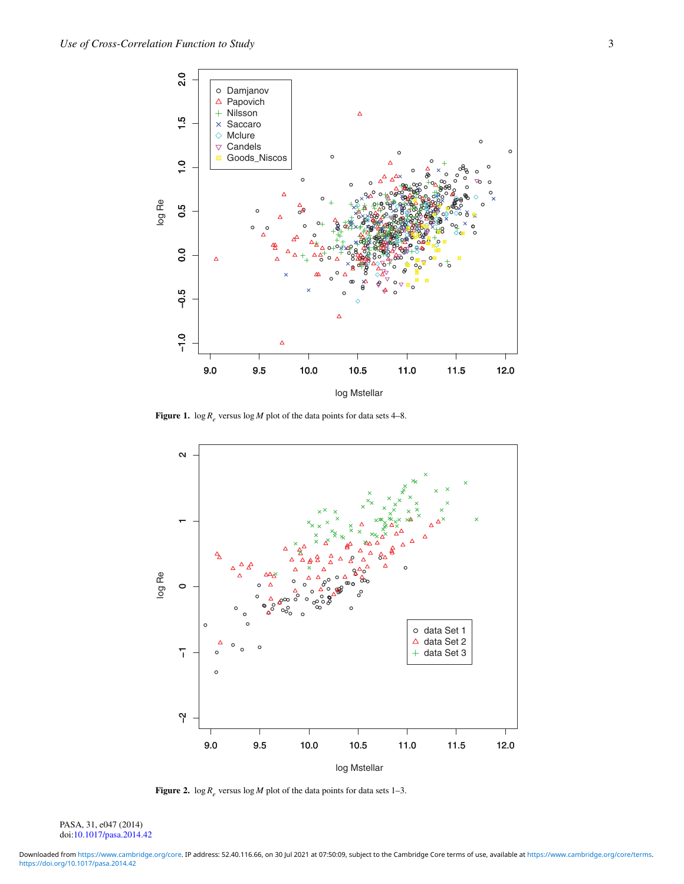**Figure 1.** $\log R_e$ versus $\log M$ plot of the data points for data sets 4–8.

**Figure 2.** $\log R_e$ versus $\log M$ plot of the data points for data sets 1–3.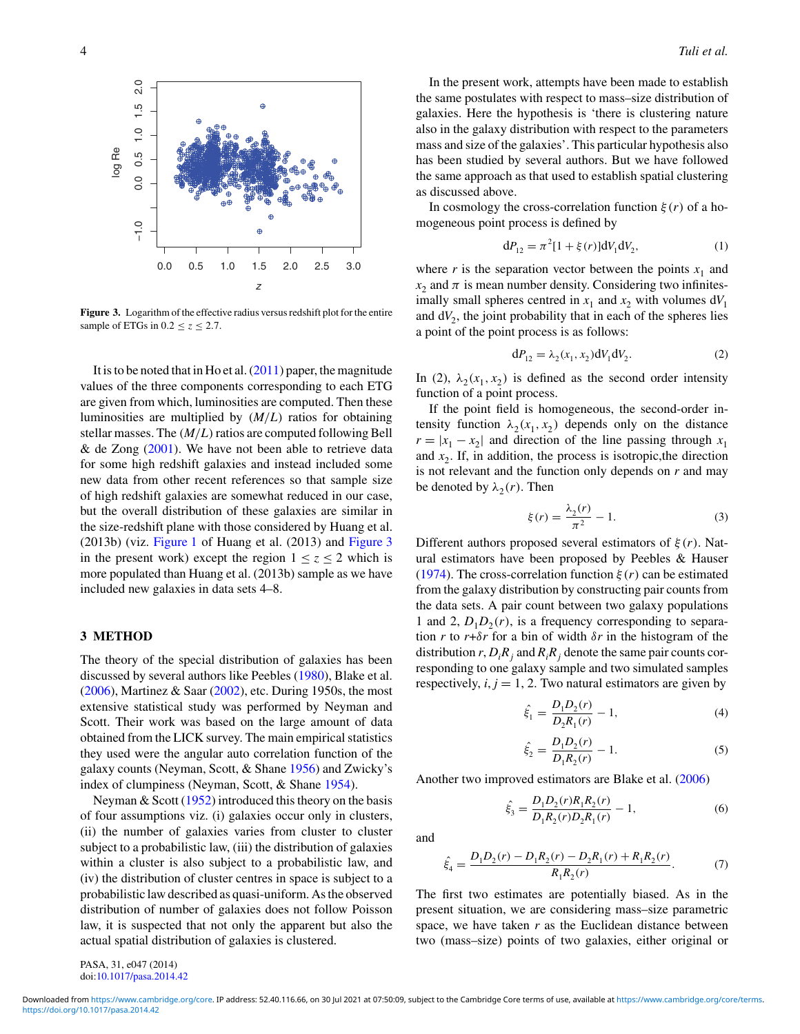Figure 3. Logarithm of the effective radius versus redshift plot for the entire sample of ETGs in $0.2 \le z \le 2.7$.

It is to be noted that in Ho et al. (2011) paper, the magnitude values of the three components corresponding to each ETG are given from which, luminosities are computed. Then these luminosities are multiplied by $(M/L)$ ratios for obtaining stellar masses. The $(M/L)$ ratios are computed following Bell & de Zong (2001). We have not been able to retrieve data for some high redshift galaxies and instead included some new data from other recent references so that sample size of high redshift galaxies are somewhat reduced in our case, but the overall distribution of these galaxies are similar in the size-redshift plane with those considered by Huang et al. (2013b) (viz. Figure 1 of Huang et al. (2013) and Figure 3 in the present work) except the region $1 \le z \le 2$ which is more populated than Huang et al. (2013b) sample as we have included new galaxies in data sets 4–8.

## 3 METHOD

The theory of the special distribution of galaxies has been discussed by several authors like Peebles (1980), Blake et al. (2006), Martinez & Saar (2002), etc. During 1950s, the most extensive statistical study was performed by Neyman and Scott. Their work was based on the large amount of data obtained from the LICK survey. The main empirical statistics they used were the angular auto correlation function of the galaxy counts (Neyman, Scott, & Shane 1956) and Zwicky's index of clumpiness (Neyman, Scott, & Shane 1954).

Neyman & Scott (1952) introduced this theory on the basis of four assumptions viz. (i) galaxies occur only in clusters, (ii) the number of galaxies varies from cluster to cluster subject to a probabilistic law, (iii) the distribution of galaxies within a cluster is also subject to a probabilistic law, and (iv) the distribution of cluster centres in space is subject to a probabilistic law described as quasi-uniform. As the observed distribution of number of galaxies does not follow Poisson law, it is suspected that not only the apparent but also the actual spatial distribution of galaxies is clustered.

In the present work, attempts have been made to establish the same postulates with respect to mass–size distribution of galaxies. Here the hypothesis is 'there is clustering nature also in the galaxy distribution with respect to the parameters mass and size of the galaxies'. This particular hypothesis also has been studied by several authors. But we have followed the same approach as that used to establish spatial clustering as discussed above.

In cosmology the cross-correlation function $\xi(r)$ of a homogeneous point process is defined by

$$\mathrm{d}P_{12} = \pi^2[1 + \xi(r)]\mathrm{d}V_1\mathrm{d}V_2, \tag{1}$$

where $r$ is the separation vector between the points $x_1$ and $x_2$ and $\pi$ is mean number density. Considering two infinitesimally small spheres centred in $x_1$ and $x_2$ with volumes $\mathrm{d}V_1$ and $\mathrm{d}V_2$, the joint probability that in each of the spheres lies a point of the point process is as follows:

$$\mathrm{d}P_{12} = \lambda_2(x_1, x_2)\mathrm{d}V_1\mathrm{d}V_2. \tag{2}$$

In (2), $\lambda_2(x_1, x_2)$ is defined as the second order intensity function of a point process.

If the point field is homogeneous, the second-order intensity function $\lambda_2(x_1, x_2)$ depends only on the distance $r = |x_1 - x_2|$ and direction of the line passing through $x_1$ and $x_2$. If, in addition, the process is isotropic,the direction is not relevant and the function only depends on $r$ and may be denoted by $\lambda_2(r)$. Then

$$\xi(r) = \frac{\lambda_2(r)}{\pi^2} - 1. \tag{3}$$

Different authors proposed several estimators of $\xi(r)$. Natural estimators have been proposed by Peebles & Hauser (1974). The cross-correlation function $\xi(r)$ can be estimated from the galaxy distribution by constructing pair counts from the data sets. A pair count between two galaxy populations 1 and 2, $D_1D_2(r)$, is a frequency corresponding to separation $r$ to $r$+$\delta r$ for a bin of width $\delta r$ in the histogram of the distribution $r$, $D_iR_j$ and $R_iR_j$ denote the same pair counts corresponding to one galaxy sample and two simulated samples respectively, $i, j = 1, 2$. Two natural estimators are given by

$$\hat{\xi}_1 = \frac{D_1D_2(r)}{D_2R_1(r)} - 1, \tag{4}$$

$$\hat{\xi}_2 = \frac{D_1D_2(r)}{D_1R_2(r)} - 1. \tag{5}$$

Another two improved estimators are Blake et al. (2006)

$$\hat{\xi}_3 = \frac{D_1D_2(r)R_1R_2(r)}{D_1R_2(r)D_2R_1(r)} - 1, \tag{6}$$

and

$$\hat{\xi}_4 = \frac{D_1D_2(r) - D_1R_2(r) - D_2R_1(r) + R_1R_2(r)}{R_1R_2(r)}. \tag{7}$$

The first two estimates are potentially biased. As in the present situation, we are considering mass–size parametric space, we have taken $r$ as the Euclidean distance between two (mass–size) points of two galaxies, either original or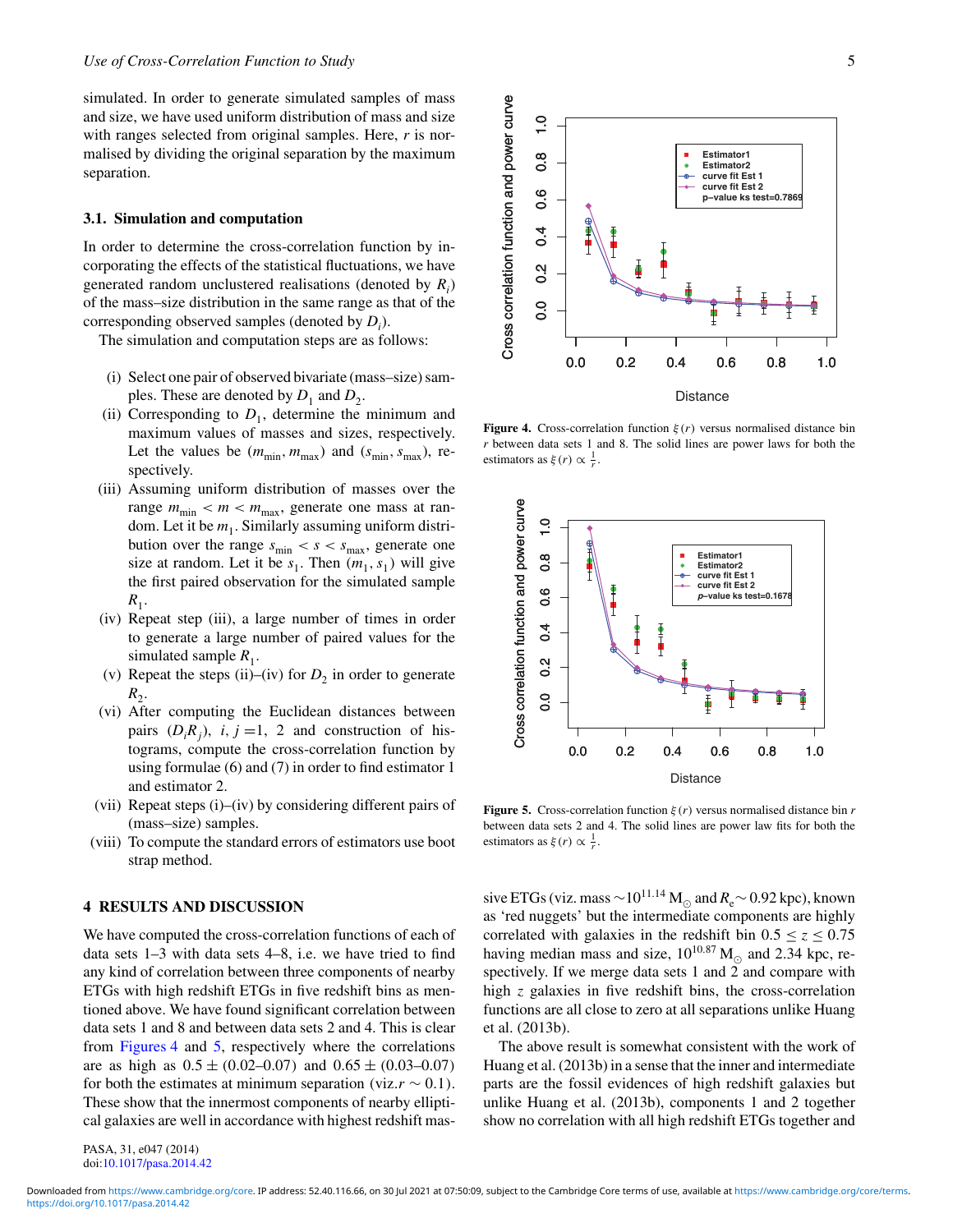simulated. In order to generate simulated samples of mass and size, we have used uniform distribution of mass and size with ranges selected from original samples. Here, $r$ is normalised by dividing the original separation by the maximum separation.

### 3.1. Simulation and computation

In order to determine the cross-correlation function by incorporating the effects of the statistical fluctuations, we have generated random unclustered realisations (denoted by $R_i$) of the mass–size distribution in the same range as that of the corresponding observed samples (denoted by $D_i$).

The simulation and computation steps are as follows:

(i) Select one pair of observed bivariate (mass–size) samples. These are denoted by $D_1$ and $D_2$.
(ii) Corresponding to $D_1$, determine the minimum and maximum values of masses and sizes, respectively. Let the values be $(m_{\min}, m_{\max})$ and $(s_{\min}, s_{\max})$, respectively.
(iii) Assuming uniform distribution of masses over the range $m_{\min} < m < m_{\max}$, generate one mass at random. Let it be $m_1$. Similarly assuming uniform distribution over the range $s_{\min} < s < s_{\max}$, generate one size at random. Let it be $s_1$. Then $(m_1, s_1)$ will give the first paired observation for the simulated sample $R_1$.
(iv) Repeat step (iii), a large number of times in order to generate a large number of paired values for the simulated sample $R_1$.
(v) Repeat the steps (ii)–(iv) for $D_2$ in order to generate $R_2$.
(vi) After computing the Euclidean distances between pairs $(D_i R_j)$, $i, j = 1, 2$ and construction of histograms, compute the cross-correlation function by using formulae (6) and (7) in order to find estimator 1 and estimator 2.
(vii) Repeat steps (i)–(iv) by considering different pairs of (mass–size) samples.
(viii) To compute the standard errors of estimators use boot strap method.

## 4 RESULTS AND DISCUSSION

We have computed the cross-correlation functions of each of data sets 1–3 with data sets 4–8, i.e. we have tried to find any kind of correlation between three components of nearby ETGs with high redshift ETGs in five redshift bins as mentioned above. We have found significant correlation between data sets 1 and 8 and between data sets 2 and 4. This is clear from Figures 4 and 5, respectively where the correlations are as high as $0.5 \pm (0.02–0.07)$ and $0.65 \pm (0.03–0.07)$ for both the estimates at minimum separation (viz.$r \sim 0.1$). These show that the innermost components of nearby elliptical galaxies are well in accordance with highest redshift massive ETGs (viz. mass $\sim 10^{11.14}\,\mathrm{M}_\odot$ and $R_e \sim 0.92$ kpc), known as 'red nuggets' but the intermediate components are highly correlated with galaxies in the redshift bin $0.5 \leq z \leq 0.75$ having median mass and size, $10^{10.87}\,\mathrm{M}_\odot$ and 2.34 kpc, respectively. If we merge data sets 1 and 2 and compare with high $z$ galaxies in five redshift bins, the cross-correlation functions are all close to zero at all separations unlike Huang et al. (2013b).

The above result is somewhat consistent with the work of Huang et al. (2013b) in a sense that the inner and intermediate parts are the fossil evidences of high redshift galaxies but unlike Huang et al. (2013b), components 1 and 2 together show no correlation with all high redshift ETGs together and

**Figure 4.** Cross-correlation function $\xi(r)$ versus normalised distance bin $r$ between data sets 1 and 8. The solid lines are power laws for both the estimators as $\xi(r) \propto \frac{1}{r}$.

**Figure 5.** Cross-correlation function $\xi(r)$ versus normalised distance bin $r$ between data sets 2 and 4. The solid lines are power law fits for both the estimators as $\xi(r) \propto \frac{1}{r}$.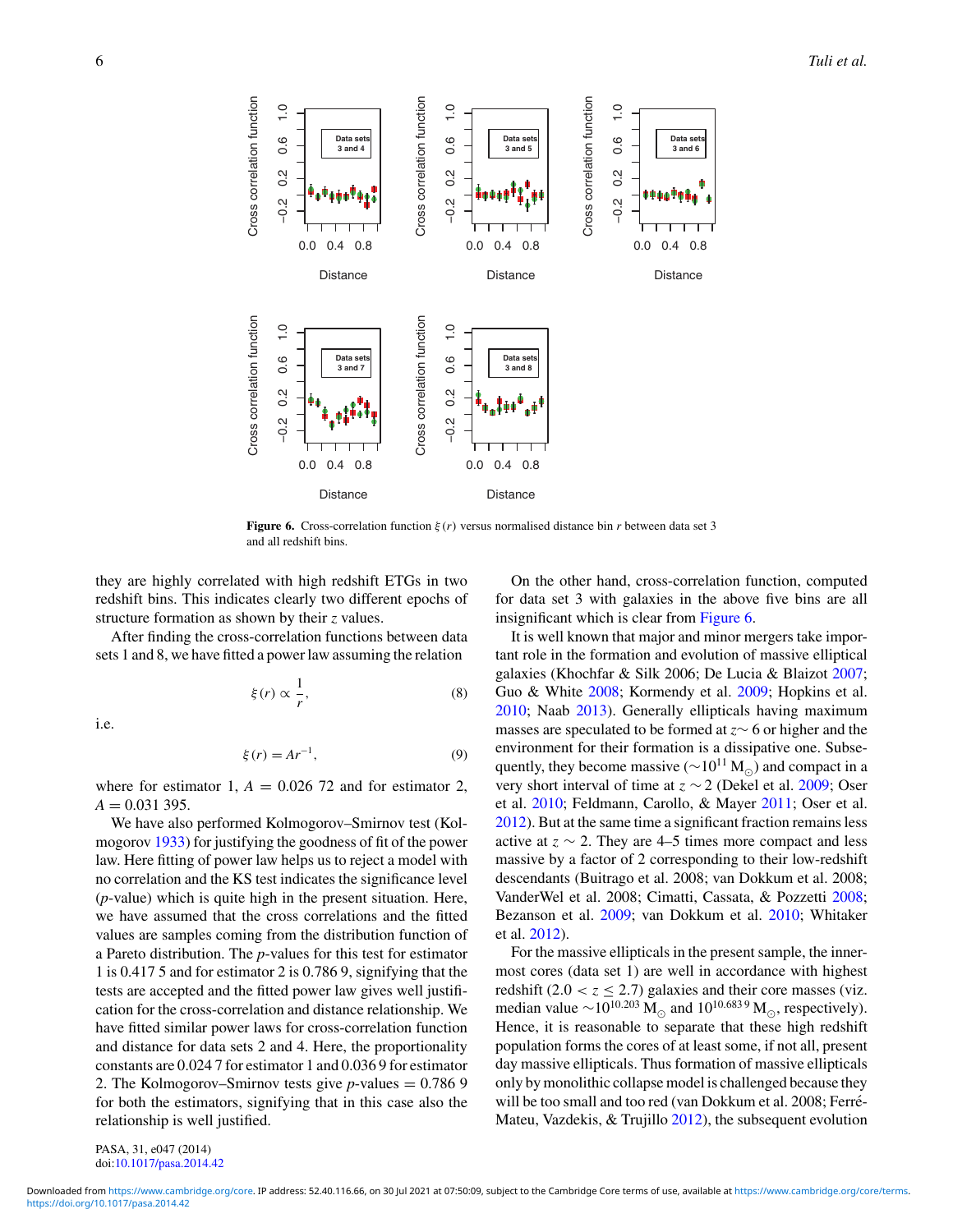Figure 6. Cross-correlation function $\xi(r)$ versus normalised distance bin $r$ between data set 3 and all redshift bins.

they are highly correlated with high redshift ETGs in two redshift bins. This indicates clearly two different epochs of structure formation as shown by their $z$ values.

After finding the cross-correlation functions between data sets 1 and 8, we have fitted a power law assuming the relation

$$\xi(r) \propto \frac{1}{r}, \tag{8}$$

i.e.

$$\xi(r) = Ar^{-1}, \tag{9}$$

where for estimator 1, $A = 0.026\,72$ and for estimator 2, $A = 0.031\,395$.

We have also performed Kolmogorov–Smirnov test (Kolmogorov 1933) for justifying the goodness of fit of the power law. Here fitting of power law helps us to reject a model with no correlation and the KS test indicates the significance level ($p$-value) which is quite high in the present situation. Here, we have assumed that the cross correlations and the fitted values are samples coming from the distribution function of a Pareto distribution. The $p$-values for this test for estimator 1 is 0.417 5 and for estimator 2 is 0.786 9, signifying that the tests are accepted and the fitted power law gives well justification for the cross-correlation and distance relationship. We have fitted similar power laws for cross-correlation function and distance for data sets 2 and 4. Here, the proportionality constants are 0.024 7 for estimator 1 and 0.036 9 for estimator 2. The Kolmogorov–Smirnov tests give $p$-values $= 0.786\,9$ for both the estimators, signifying that in this case also the relationship is well justified.

On the other hand, cross-correlation function, computed for data set 3 with galaxies in the above five bins are all insignificant which is clear from Figure 6.

It is well known that major and minor mergers take important role in the formation and evolution of massive elliptical galaxies (Khochfar & Silk 2006; De Lucia & Blaizot 2007; Guo & White 2008; Kormendy et al. 2009; Hopkins et al. 2010; Naab 2013). Generally ellipticals having maximum masses are speculated to be formed at $z \sim 6$ or higher and the environment for their formation is a dissipative one. Subsequently, they become massive ($\sim 10^{11}$ M$_\odot$) and compact in a very short interval of time at $z \sim 2$ (Dekel et al. 2009; Oser et al. 2010; Feldmann, Carollo, & Mayer 2011; Oser et al. 2012). But at the same time a significant fraction remains less active at $z \sim 2$. They are 4–5 times more compact and less massive by a factor of 2 corresponding to their low-redshift descendants (Buitrago et al. 2008; van Dokkum et al. 2008; VanderWel et al. 2008; Cimatti, Cassata, & Pozzetti 2008; Bezanson et al. 2009; van Dokkum et al. 2010; Whitaker et al. 2012).

For the massive ellipticals in the present sample, the innermost cores (data set 1) are well in accordance with highest redshift ($2.0 < z \leq 2.7$) galaxies and their core masses (viz. median value $\sim 10^{10.203}$ M$_\odot$ and $10^{10.683\,9}$ M$_\odot$, respectively). Hence, it is reasonable to separate that these high redshift population forms the cores of at least some, if not all, present day massive ellipticals. Thus formation of massive ellipticals only by monolithic collapse model is challenged because they will be too small and too red (van Dokkum et al. 2008; Ferré-Mateu, Vazdekis, & Trujillo 2012), the subsequent evolution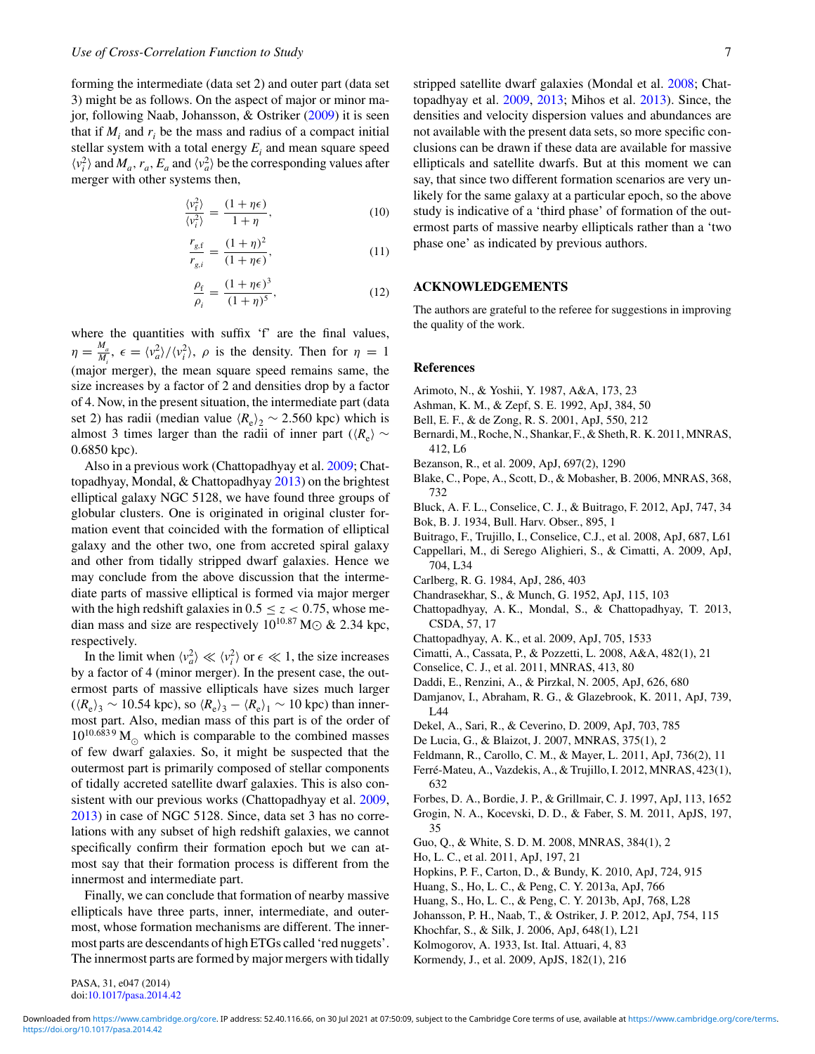forming the intermediate (data set 2) and outer part (data set 3) might be as follows. On the aspect of major or minor major, following Naab, Johansson, & Ostriker (2009) it is seen that if $M_i$ and $r_i$ be the mass and radius of a compact initial stellar system with a total energy $E_i$ and mean square speed $\langle v_i^2 \rangle$ and $M_a$, $r_a$, $E_a$ and $\langle v_a^2 \rangle$ be the corresponding values after merger with other systems then,

$$\frac{\langle v_{\mathrm{f}}^2 \rangle}{\langle v_i^2 \rangle} = \frac{(1+\eta\epsilon)}{1+\eta}, \tag{10}$$

$$\frac{r_{g,\mathrm{f}}}{r_{g,i}} = \frac{(1+\eta)^2}{(1+\eta\epsilon)}, \tag{11}$$

$$\frac{\rho_{\mathrm{f}}}{\rho_i} = \frac{(1+\eta\epsilon)^3}{(1+\eta)^5}, \tag{12}$$

where the quantities with suffix 'f' are the final values, $\eta = \frac{M_a}{M_i}$, $\epsilon = \langle v_a^2 \rangle / \langle v_i^2 \rangle$, $\rho$ is the density. Then for $\eta = 1$ (major merger), the mean square speed remains same, the size increases by a factor of 2 and densities drop by a factor of 4. Now, in the present situation, the intermediate part (data set 2) has radii (median value $\langle R_{\mathrm{e}} \rangle_2 \sim 2.560$ kpc) which is almost 3 times larger than the radii of inner part ($\langle R_{\mathrm{e}} \rangle \sim 0.6850$ kpc).

Also in a previous work (Chattopadhyay et al. 2009; Chattopadhyay, Mondal, & Chattopadhyay 2013) on the brightest elliptical galaxy NGC 5128, we have found three groups of globular clusters. One is originated in original cluster formation event that coincided with the formation of elliptical galaxy and the other two, one from accreted spiral galaxy and other from tidally stripped dwarf galaxies. Hence we may conclude from the above discussion that the intermediate parts of massive elliptical is formed via major merger with the high redshift galaxies in $0.5 \leq z < 0.75$, whose median mass and size are respectively $10^{10.87}$ M$\odot$ & 2.34 kpc, respectively.

In the limit when $\langle v_a^2 \rangle \ll \langle v_i^2 \rangle$ or $\epsilon \ll 1$, the size increases by a factor of 4 (minor merger). In the present case, the outermost parts of massive ellipticals have sizes much larger ($\langle R_{\mathrm{e}} \rangle_3 \sim 10.54$ kpc), so $\langle R_{\mathrm{e}} \rangle_3 - \langle R_{\mathrm{e}} \rangle_1 \sim 10$ kpc) than innermost part. Also, median mass of this part is of the order of $10^{10.6839}$ $\mathrm{M}_{\odot}$ which is comparable to the combined masses of few dwarf galaxies. So, it might be suspected that the outermost part is primarily composed of stellar components of tidally accreted satellite dwarf galaxies. This is also consistent with our previous works (Chattopadhyay et al. 2009, 2013) in case of NGC 5128. Since, data set 3 has no correlations with any subset of high redshift galaxies, we cannot specifically confirm their formation epoch but we can atmost say that their formation process is different from the innermost and intermediate part.

Finally, we can conclude that formation of nearby massive ellipticals have three parts, inner, intermediate, and outermost, whose formation mechanisms are different. The innermost parts are descendants of high ETGs called 'red nuggets'. The innermost parts are formed by major mergers with tidally stripped satellite dwarf galaxies (Mondal et al. 2008; Chattopadhyay et al. 2009, 2013; Mihos et al. 2013). Since, the densities and velocity dispersion values and abundances are not available with the present data sets, so more specific conclusions can be drawn if these data are available for massive ellipticals and satellite dwarfs. But at this moment we can say, that since two different formation scenarios are very unlikely for the same galaxy at a particular epoch, so the above study is indicative of a 'third phase' of formation of the outermost parts of massive nearby ellipticals rather than a 'two phase one' as indicated by previous authors.

## ACKNOWLEDGEMENTS

The authors are grateful to the referee for suggestions in improving the quality of the work.

## References

Arimoto, N., & Yoshii, Y. 1987, A&A, 173, 23
Ashman, K. M., & Zepf, S. E. 1992, ApJ, 384, 50
Bell, E. F., & de Zong, R. S. 2001, ApJ, 550, 212
Bernardi, M., Roche, N., Shankar, F., & Sheth, R. K. 2011, MNRAS, 412, L6
Bezanson, R., et al. 2009, ApJ, 697(2), 1290
Blake, C., Pope, A., Scott, D., & Mobasher, B. 2006, MNRAS, 368, 732
Bluck, A. F. L., Conselice, C. J., & Buitrago, F. 2012, ApJ, 747, 34
Bok, B. J. 1934, Bull. Harv. Obser., 895, 1
Buitrago, F., Trujillo, I., Conselice, C.J., et al. 2008, ApJ, 687, L61
Cappellari, M., di Serego Alighieri, S., & Cimatti, A. 2009, ApJ, 704, L34
Carlberg, R. G. 1984, ApJ, 286, 403
Chandrasekhar, S., & Munch, G. 1952, ApJ, 115, 103
Chattopadhyay, A. K., Mondal, S., & Chattopadhyay, T. 2013, CSDA, 57, 17
Chattopadhyay, A. K., et al. 2009, ApJ, 705, 1533
Cimatti, A., Cassata, P., & Pozzetti, L. 2008, A&A, 482(1), 21
Conselice, C. J., et al. 2011, MNRAS, 413, 80
Daddi, E., Renzini, A., & Pirzkal, N. 2005, ApJ, 626, 680
Damjanov, I., Abraham, R. G., & Glazebrook, K. 2011, ApJ, 739, L44
Dekel, A., Sari, R., & Ceverino, D. 2009, ApJ, 703, 785
De Lucia, G., & Blaizot, J. 2007, MNRAS, 375(1), 2
Feldmann, R., Carollo, C. M., & Mayer, L. 2011, ApJ, 736(2), 11
Ferré-Mateu, A., Vazdekis, A., & Trujillo, I. 2012, MNRAS, 423(1), 632
Forbes, D. A., Bordie, J. P., & Grillmair, C. J. 1997, ApJ, 113, 1652
Grogin, N. A., Kocevski, D. D., & Faber, S. M. 2011, ApJS, 197, 35
Guo, Q., & White, S. D. M. 2008, MNRAS, 384(1), 2
Ho, L. C., et al. 2011, ApJ, 197, 21
Hopkins, P. F., Carton, D., & Bundy, K. 2010, ApJ, 724, 915
Huang, S., Ho, L. C., & Peng, C. Y. 2013a, ApJ, 766
Huang, S., Ho, L. C., & Peng, C. Y. 2013b, ApJ, 768, L28
Johansson, P. H., Naab, T., & Ostriker, J. P. 2012, ApJ, 754, 115
Khochfar, S., & Silk, J. 2006, ApJ, 648(1), L21
Kolmogorov, A. 1933, Ist. Ital. Attuari, 4, 83
Kormendy, J., et al. 2009, ApJS, 182(1), 216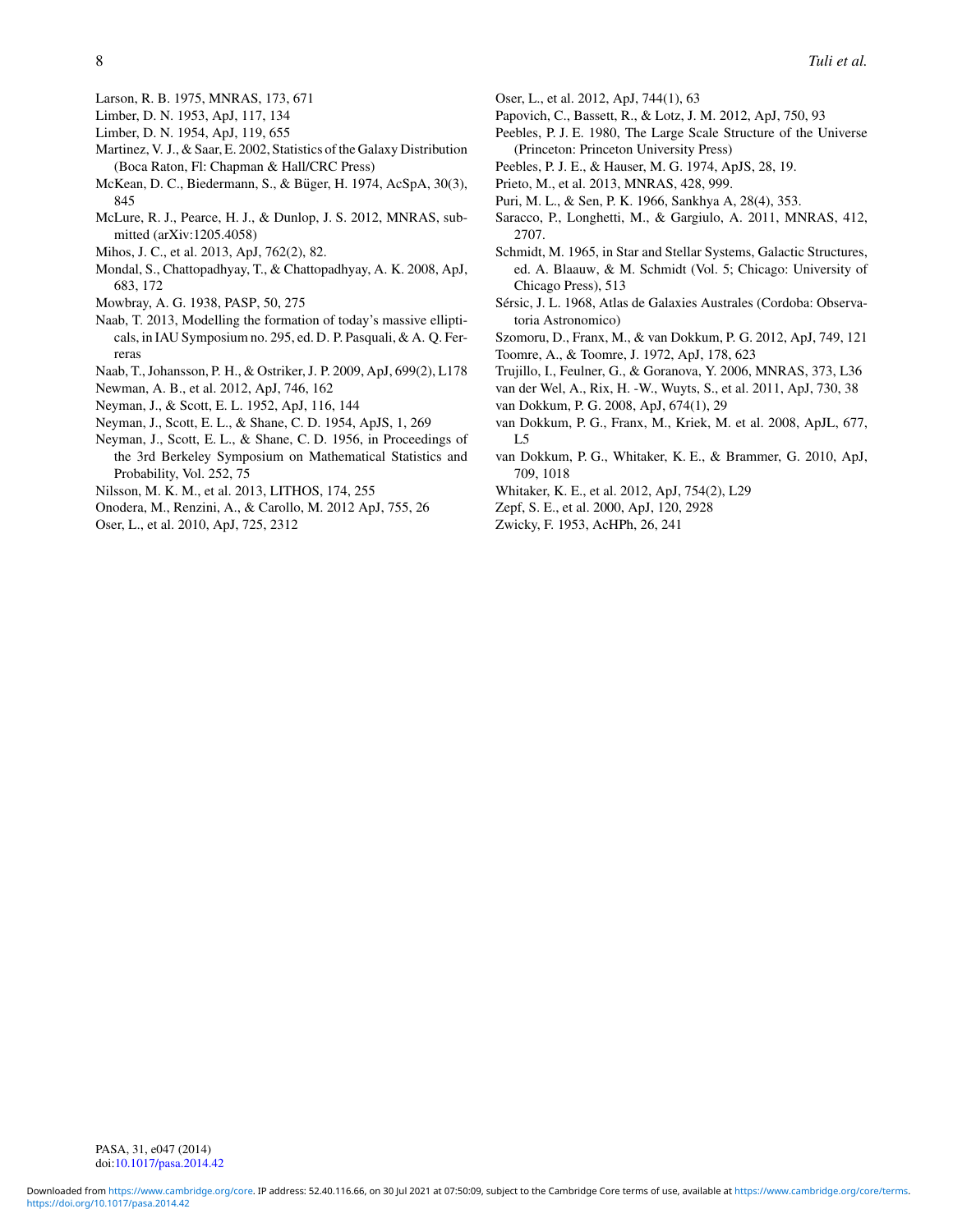Larson, R. B. 1975, MNRAS, 173, 671

Limber, D. N. 1953, ApJ, 117, 134

Limber, D. N. 1954, ApJ, 119, 655

Martinez, V. J., & Saar, E. 2002, Statistics of the Galaxy Distribution (Boca Raton, Fl: Chapman & Hall/CRC Press)

McKean, D. C., Biedermann, S., & Büger, H. 1974, AcSpA, 30(3), 845

McLure, R. J., Pearce, H. J., & Dunlop, J. S. 2012, MNRAS, submitted (arXiv:1205.4058)

Mihos, J. C., et al. 2013, ApJ, 762(2), 82.

Mondal, S., Chattopadhyay, T., & Chattopadhyay, A. K. 2008, ApJ, 683, 172

Mowbray, A. G. 1938, PASP, 50, 275

Naab, T. 2013, Modelling the formation of today's massive ellipticals, in IAU Symposium no. 295, ed. D. P. Pasquali, & A. Q. Ferreras

Naab, T., Johansson, P. H., & Ostriker, J. P. 2009, ApJ, 699(2), L178

Newman, A. B., et al. 2012, ApJ, 746, 162

Neyman, J., & Scott, E. L. 1952, ApJ, 116, 144

Neyman, J., Scott, E. L., & Shane, C. D. 1954, ApJS, 1, 269

Neyman, J., Scott, E. L., & Shane, C. D. 1956, in Proceedings of the 3rd Berkeley Symposium on Mathematical Statistics and Probability, Vol. 252, 75

Nilsson, M. K. M., et al. 2013, LITHOS, 174, 255

Onodera, M., Renzini, A., & Carollo, M. 2012 ApJ, 755, 26

Oser, L., et al. 2010, ApJ, 725, 2312

Oser, L., et al. 2012, ApJ, 744(1), 63

Papovich, C., Bassett, R., & Lotz, J. M. 2012, ApJ, 750, 93

Peebles, P. J. E. 1980, The Large Scale Structure of the Universe (Princeton: Princeton University Press)

Peebles, P. J. E., & Hauser, M. G. 1974, ApJS, 28, 19.

Prieto, M., et al. 2013, MNRAS, 428, 999.

Puri, M. L., & Sen, P. K. 1966, Sankhya A, 28(4), 353.

Saracco, P., Longhetti, M., & Gargiulo, A. 2011, MNRAS, 412, 2707.

Schmidt, M. 1965, in Star and Stellar Systems, Galactic Structures, ed. A. Blaauw, & M. Schmidt (Vol. 5; Chicago: University of Chicago Press), 513

Sérsic, J. L. 1968, Atlas de Galaxies Australes (Cordoba: Observatoria Astronomico)

Szomoru, D., Franx, M., & van Dokkum, P. G. 2012, ApJ, 749, 121

Toomre, A., & Toomre, J. 1972, ApJ, 178, 623

Trujillo, I., Feulner, G., & Goranova, Y. 2006, MNRAS, 373, L36

van der Wel, A., Rix, H. -W., Wuyts, S., et al. 2011, ApJ, 730, 38

van Dokkum, P. G. 2008, ApJ, 674(1), 29

van Dokkum, P. G., Franx, M., Kriek, M. et al. 2008, ApJL, 677, L5

van Dokkum, P. G., Whitaker, K. E., & Brammer, G. 2010, ApJ, 709, 1018

Whitaker, K. E., et al. 2012, ApJ, 754(2), L29

Zepf, S. E., et al. 2000, ApJ, 120, 2928

Zwicky, F. 1953, AcHPh, 26, 241